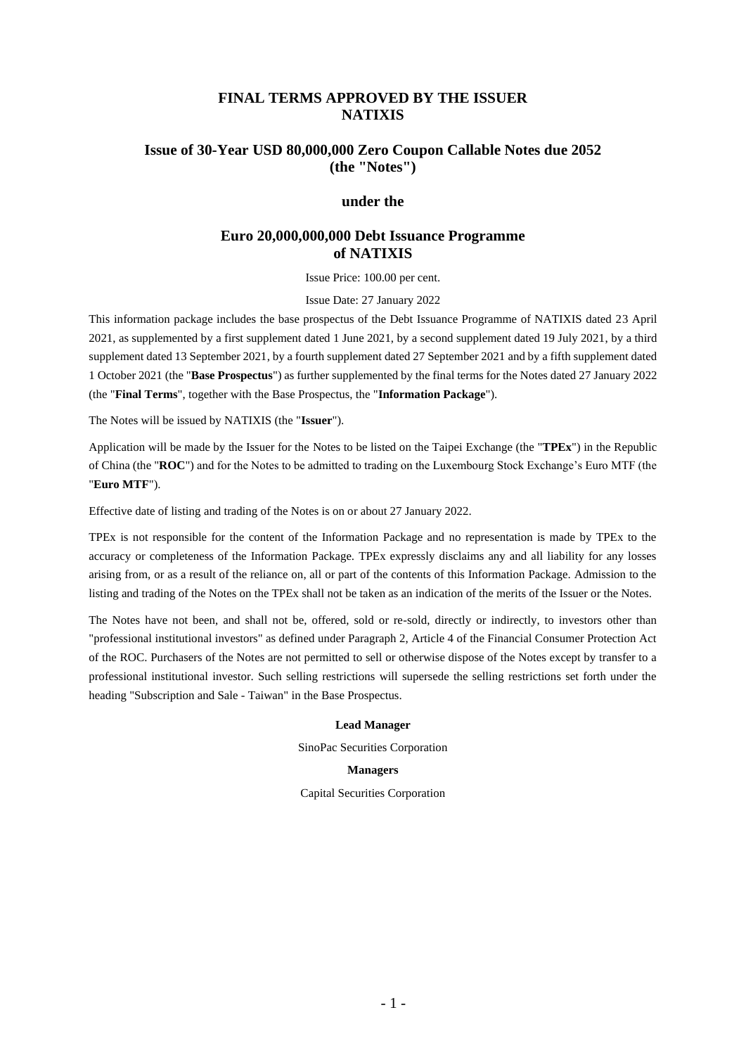# FINAL TERMS APPROVED BY THE ISSUER NATIXIS

## Issue of 30-Year USD 80,000,000 Zero Coupon Callable Notes due 2052 (the "Notes")

### under the

## Euro 20,000,000,000 Debt Issuance Programme of NATIXIS

Issue Price: 100.00 per cent.

Issue Date: 27 January 2022

This information package includes the base prospectus of the Debt Issuance Programme of NATIXIS dated 23 April 2021, as supplemented by a first supplement dated 1 June 2021, by a second supplement dated 19 July 2021, by a third supplement dated 13 September 2021, by a fourth supplement dated 27 September 2021 and by a fifth supplement dated 1 October 2021 (the "**Base Prospectus**") as further supplemented by the final terms for the Notes dated 27 January 2022 (the "**Final Terms**", together with the Base Prospectus, the "**Information Package**").

The Notes will be issued by NATIXIS (the "**Issuer**").

Application will be made by the Issuer for the Notes to be listed on the Taipei Exchange (the "**TPEx**") in the Republic of China (the "**ROC**") and for the Notes to be admitted to trading on the Luxembourg Stock Exchange's Euro MTF (the "**Euro MTF**").

Effective date of listing and trading of the Notes is on or about 27 January 2022.

TPEx is not responsible for the content of the Information Package and no representation is made by TPEx to the accuracy or completeness of the Information Package. TPEx expressly disclaims any and all liability for any losses arising from, or as a result of the reliance on, all or part of the contents of this Information Package. Admission to the listing and trading of the Notes on the TPEx shall not be taken as an indication of the merits of the Issuer or the Notes.

The Notes have not been, and shall not be, offered, sold or re-sold, directly or indirectly, to investors other than "professional institutional investors" as defined under Paragraph 2, Article 4 of the Financial Consumer Protection Act of the ROC. Purchasers of the Notes are not permitted to sell or otherwise dispose of the Notes except by transfer to a professional institutional investor. Such selling restrictions will supersede the selling restrictions set forth under the heading "Subscription and Sale - Taiwan" in the Base Prospectus.

**Lead Manager**

SinoPac Securities Corporation

**Managers**

Capital Securities Corporation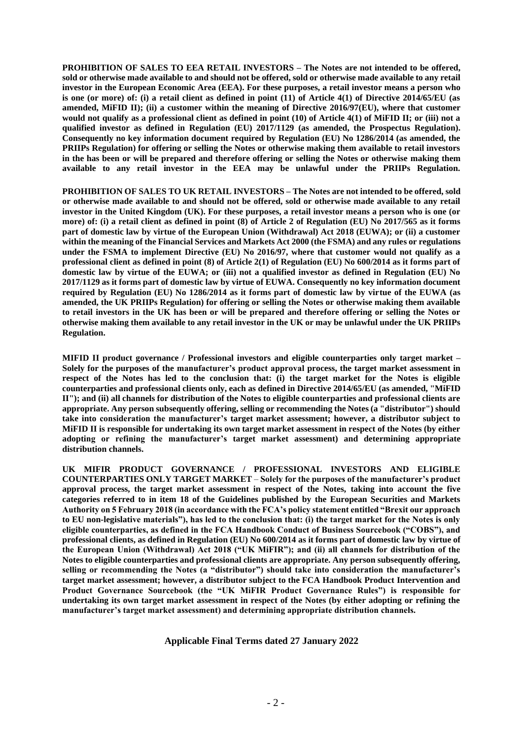**PROHIBITION OF SALES TO EEA RETAIL INVESTORS – The Notes are not intended to be offered, sold or otherwise made available to and should not be offered, sold or otherwise made available to any retail investor in the European Economic Area (EEA). For these purposes, a retail investor means a person who is one (or more) of: (i) a retail client as defined in point (11) of Article 4(1) of Directive 2014/65/EU (as amended, MiFID II); (ii) a customer within the meaning of Directive 2016/97(EU), where that customer would not qualify as a professional client as defined in point (10) of Article 4(1) of MiFID II; or (iii) not a qualified investor as defined in Regulation (EU) 2017/1129 (as amended, the Prospectus Regulation). Consequently no key information document required by Regulation (EU) No 1286/2014 (as amended, the PRIIPs Regulation) for offering or selling the Notes or otherwise making them available to retail investors in the has been or will be prepared and therefore offering or selling the Notes or otherwise making them available to any retail investor in the EEA may be unlawful under the PRIIPs Regulation.**

**PROHIBITION OF SALES TO UK RETAIL INVESTORS – The Notes are not intended to be offered, sold or otherwise made available to and should not be offered, sold or otherwise made available to any retail investor in the United Kingdom (UK). For these purposes, a retail investor means a person who is one (or more) of: (i) a retail client as defined in point (8) of Article 2 of Regulation (EU) No 2017/565 as it forms part of domestic law by virtue of the European Union (Withdrawal) Act 2018 (EUWA); or (ii) a customer within the meaning of the Financial Services and Markets Act 2000 (the FSMA) and any rules or regulations under the FSMA to implement Directive (EU) No 2016/97, where that customer would not qualify as a professional client as defined in point (8) of Article 2(1) of Regulation (EU) No 600/2014 as it forms part of domestic law by virtue of the EUWA; or (iii) not a qualified investor as defined in Regulation (EU) No 2017/1129 as it forms part of domestic law by virtue of EUWA. Consequently no key information document required by Regulation (EU) No 1286/2014 as it forms part of domestic law by virtue of the EUWA (as amended, the UK PRIIPs Regulation) for offering or selling the Notes or otherwise making them available to retail investors in the UK has been or will be prepared and therefore offering or selling the Notes or otherwise making them available to any retail investor in the UK or may be unlawful under the UK PRIIPs Regulation.**

**MIFID II product governance / Professional investors and eligible counterparties only target market – Solely for the purposes of the manufacturer's product approval process, the target market assessment in respect of the Notes has led to the conclusion that: (i) the target market for the Notes is eligible counterparties and professional clients only, each as defined in Directive 2014/65/EU (as amended, "MiFID II"); and (ii) all channels for distribution of the Notes to eligible counterparties and professional clients are appropriate. Any person subsequently offering, selling or recommending the Notes (a "distributor") should take into consideration the manufacturer's target market assessment; however, a distributor subject to MiFID II is responsible for undertaking its own target market assessment in respect of the Notes (by either adopting or refining the manufacturer's target market assessment) and determining appropriate distribution channels.**

**UK MIFIR PRODUCT GOVERNANCE / PROFESSIONAL INVESTORS AND ELIGIBLE COUNTERPARTIES ONLY TARGET MARKET – Solely for the purposes of the manufacturer's product approval process, the target market assessment in respect of the Notes, taking into account the five categories referred to in item 18 of the Guidelines published by the European Securities and Markets Authority on 5 February 2018 (in accordance with the FCA's policy statement entitled "Brexit our approach to EU non-legislative materials"), has led to the conclusion that: (i) the target market for the Notes is only eligible counterparties, as defined in the FCA Handbook Conduct of Business Sourcebook ("COBS"), and professional clients, as defined in Regulation (EU) No 600/2014 as it forms part of domestic law by virtue of the European Union (Withdrawal) Act 2018 ("UK MiFIR"); and (ii) all channels for distribution of the Notes to eligible counterparties and professional clients are appropriate. Any person subsequently offering, selling or recommending the Notes (a "distributor") should take into consideration the manufacturer's target market assessment; however, a distributor subject to the FCA Handbook Product Intervention and Product Governance Sourcebook (the "UK MiFIR Product Governance Rules") is responsible for undertaking its own target market assessment in respect of the Notes (by either adopting or refining the manufacturer's target market assessment) and determining appropriate distribution channels.**

**Applicable Final Terms dated 27 January 2022**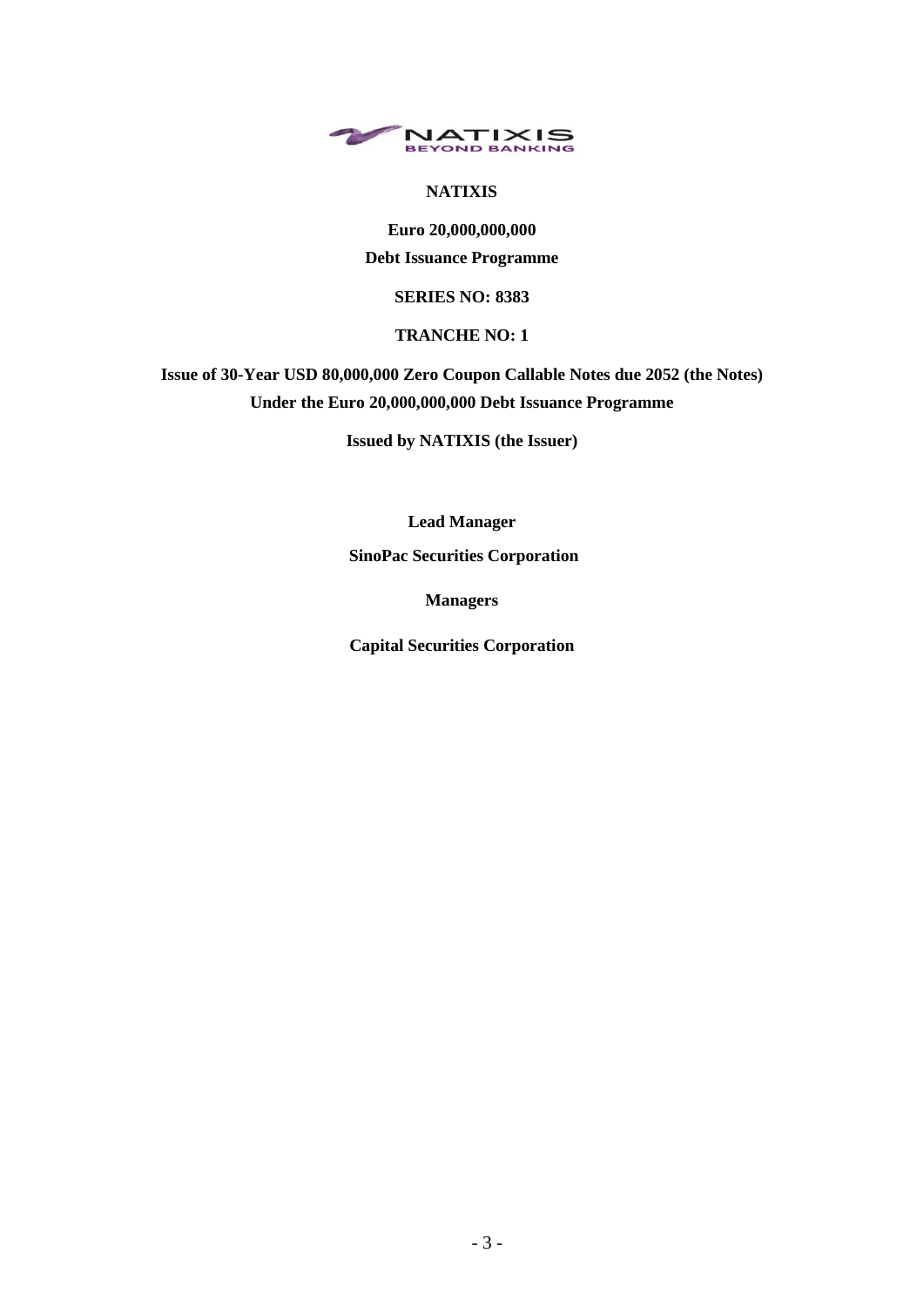**NATIXIS**

**Euro 20,000,000,000**

**Debt Issuance Programme**

**SERIES NO: 8383**

**TRANCHE NO: 1**

**Issue of 30-Year USD 80,000,000 Zero Coupon Callable Notes due 2052 (the Notes)**

**Under the Euro 20,000,000,000 Debt Issuance Programme**

**Issued by NATIXIS (the Issuer)**

**Lead Manager**

**SinoPac Securities Corporation**

**Managers**

**Capital Securities Corporation**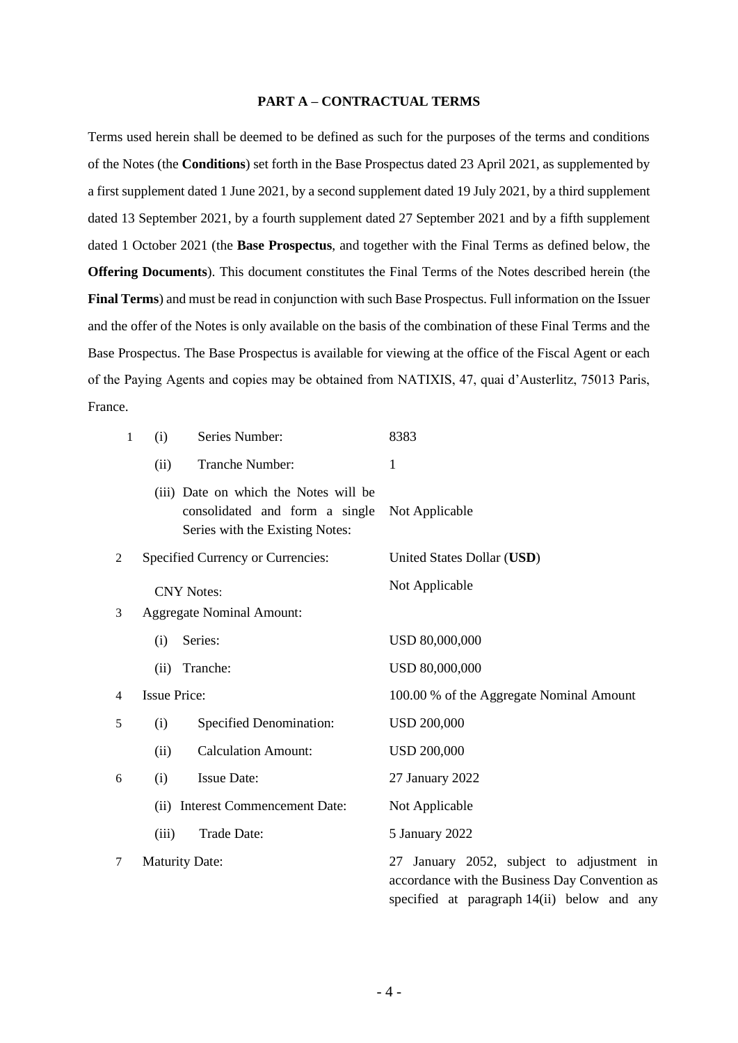**PART A – CONTRACTUAL TERMS**

Terms used herein shall be deemed to be defined as such for the purposes of the terms and conditions of the Notes (the **Conditions**) set forth in the Base Prospectus dated 23 April 2021, as supplemented by a first supplement dated 1 June 2021, by a second supplement dated 19 July 2021, by a third supplement dated 13 September 2021, by a fourth supplement dated 27 September 2021 and by a fifth supplement dated 1 October 2021 (the **Base Prospectus**, and together with the Final Terms as defined below, the **Offering Documents**). This document constitutes the Final Terms of the Notes described herein (the **Final Terms**) and must be read in conjunction with such Base Prospectus. Full information on the Issuer and the offer of the Notes is only available on the basis of the combination of these Final Terms and the Base Prospectus. The Base Prospectus is available for viewing at the office of the Fiscal Agent or each of the Paying Agents and copies may be obtained from NATIXIS, 47, quai d'Austerlitz, 75013 Paris, France.

| | | | |
|---|---|---|---|
| 1 | (i) | Series Number: | 8383 |
| | (ii) | Tranche Number: | 1 |
| | (iii) | Date on which the Notes will be consolidated and form a single Series with the Existing Notes: | Not Applicable |
| 2 | | Specified Currency or Currencies: | United States Dollar (**USD**) |
| | | CNY Notes: | Not Applicable |
| 3 | | Aggregate Nominal Amount: | |
| | (i) | Series: | USD 80,000,000 |
| | (ii) | Tranche: | USD 80,000,000 |
| 4 | | Issue Price: | 100.00 % of the Aggregate Nominal Amount |
| 5 | (i) | Specified Denomination: | USD 200,000 |
| | (ii) | Calculation Amount: | USD 200,000 |
| 6 | (i) | Issue Date: | 27 January 2022 |
| | (ii) | Interest Commencement Date: | Not Applicable |
| | (iii) | Trade Date: | 5 January 2022 |
| 7 | | Maturity Date: | 27 January 2052, subject to adjustment in accordance with the Business Day Convention as specified at paragraph 14(ii) below and any |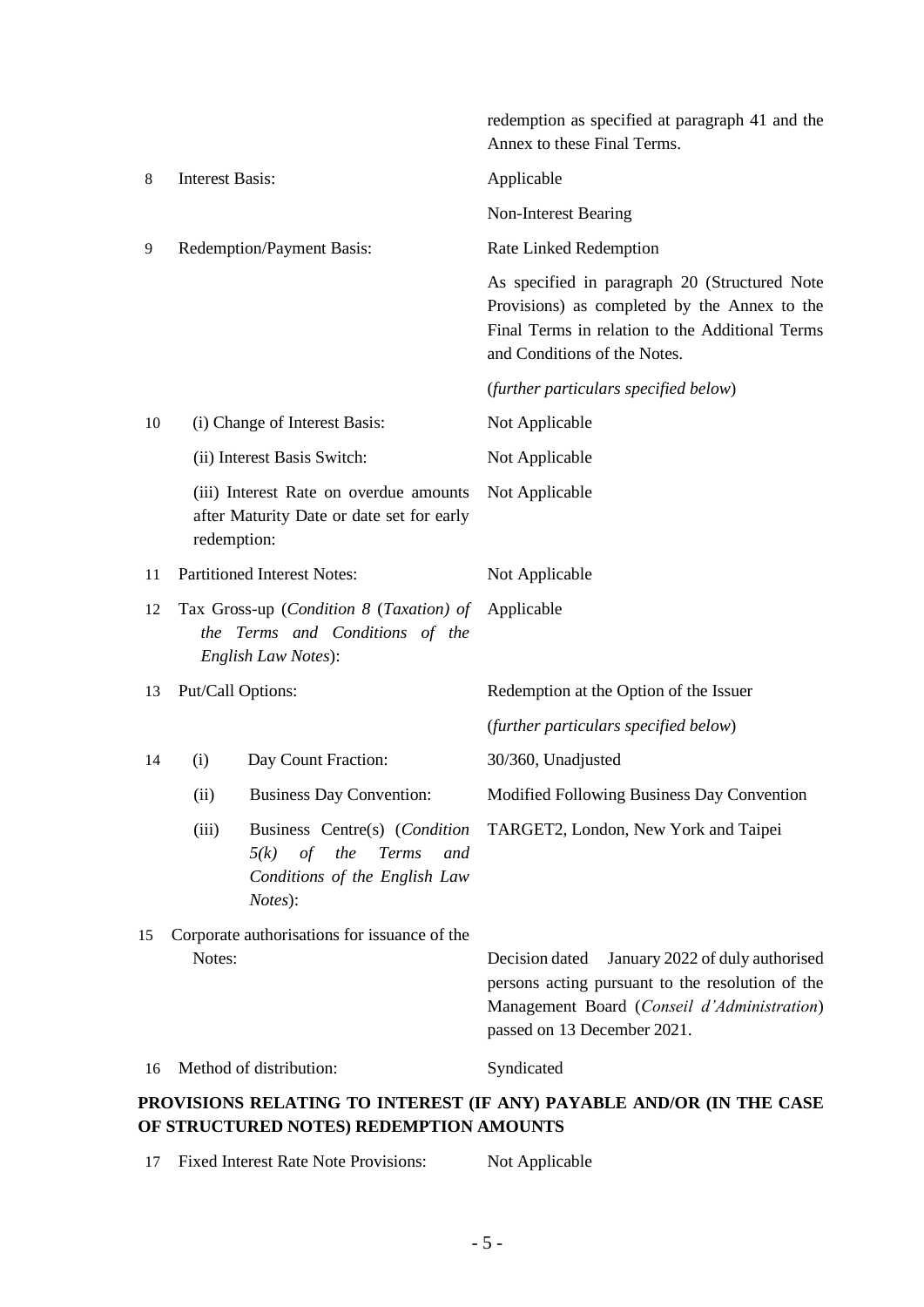| | | |
|---|---|---|
| | | redemption as specified at paragraph 41 and the Annex to these Final Terms. |
| 8 | Interest Basis: | Applicable |
| | | Non-Interest Bearing |
| 9 | Redemption/Payment Basis: | Rate Linked Redemption |
| | | As specified in paragraph 20 (Structured Note Provisions) as completed by the Annex to the Final Terms in relation to the Additional Terms and Conditions of the Notes. |
| | | (*further particulars specified below*) |
| 10 | (i) Change of Interest Basis: | Not Applicable |
| | (ii) Interest Basis Switch: | Not Applicable |
| | (iii) Interest Rate on overdue amounts after Maturity Date or date set for early redemption: | Not Applicable |
| 11 | Partitioned Interest Notes: | Not Applicable |
| 12 | Tax Gross-up (*Condition 8* (*Taxation) of the Terms and Conditions of the English Law Notes*): | Applicable |
| 13 | Put/Call Options: | Redemption at the Option of the Issuer |
| | | (*further particulars specified below*) |
| 14 | (i) Day Count Fraction: | 30/360, Unadjusted |
| | (ii) Business Day Convention: | Modified Following Business Day Convention |
| | (iii) Business Centre(s) (*Condition 5(k) of the Terms and Conditions of the English Law Notes*): | TARGET2, London, New York and Taipei |
| 15 | Corporate authorisations for issuance of the Notes: | Decision dated January 2022 of duly authorised persons acting pursuant to the resolution of the Management Board (*Conseil d'Administration*) passed on 13 December 2021. |
| 16 | Method of distribution: | Syndicated |

**PROVISIONS RELATING TO INTEREST (IF ANY) PAYABLE AND/OR (IN THE CASE OF STRUCTURED NOTES) REDEMPTION AMOUNTS**

| | | |
|---|---|---|
| 17 | Fixed Interest Rate Note Provisions: | Not Applicable |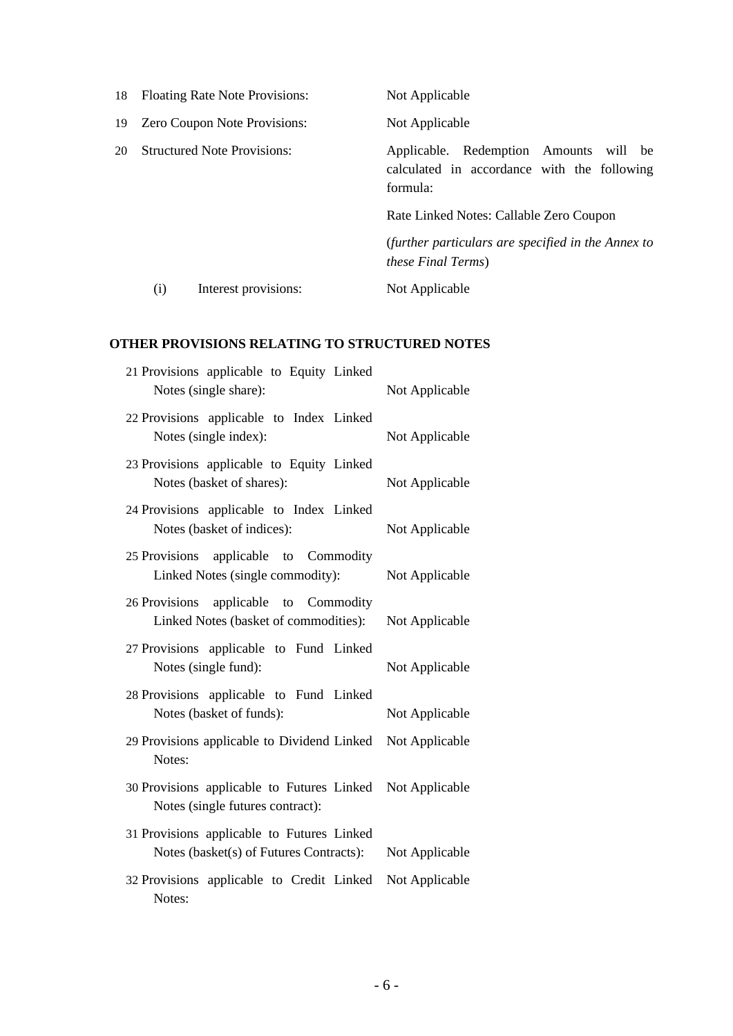| | | |
|---|---|---|
| 18 | Floating Rate Note Provisions: | Not Applicable |
| 19 | Zero Coupon Note Provisions: | Not Applicable |
| 20 | Structured Note Provisions: | Applicable. Redemption Amounts will be calculated in accordance with the following formula: |
| | | Rate Linked Notes: Callable Zero Coupon |
| | | (*further particulars are specified in the Annex to these Final Terms*) |
| | (i) Interest provisions: | Not Applicable |

**OTHER PROVISIONS RELATING TO STRUCTURED NOTES**

| | | |
|---|---|---|
| 21 | Provisions applicable to Equity Linked Notes (single share): | Not Applicable |
| 22 | Provisions applicable to Index Linked Notes (single index): | Not Applicable |
| 23 | Provisions applicable to Equity Linked Notes (basket of shares): | Not Applicable |
| 24 | Provisions applicable to Index Linked Notes (basket of indices): | Not Applicable |
| 25 | Provisions applicable to Commodity Linked Notes (single commodity): | Not Applicable |
| 26 | Provisions applicable to Commodity Linked Notes (basket of commodities): | Not Applicable |
| 27 | Provisions applicable to Fund Linked Notes (single fund): | Not Applicable |
| 28 | Provisions applicable to Fund Linked Notes (basket of funds): | Not Applicable |
| 29 | Provisions applicable to Dividend Linked Notes: | Not Applicable |
| 30 | Provisions applicable to Futures Linked Notes (single futures contract): | Not Applicable |
| 31 | Provisions applicable to Futures Linked Notes (basket(s) of Futures Contracts): | Not Applicable |
| 32 | Provisions applicable to Credit Linked Notes: | Not Applicable |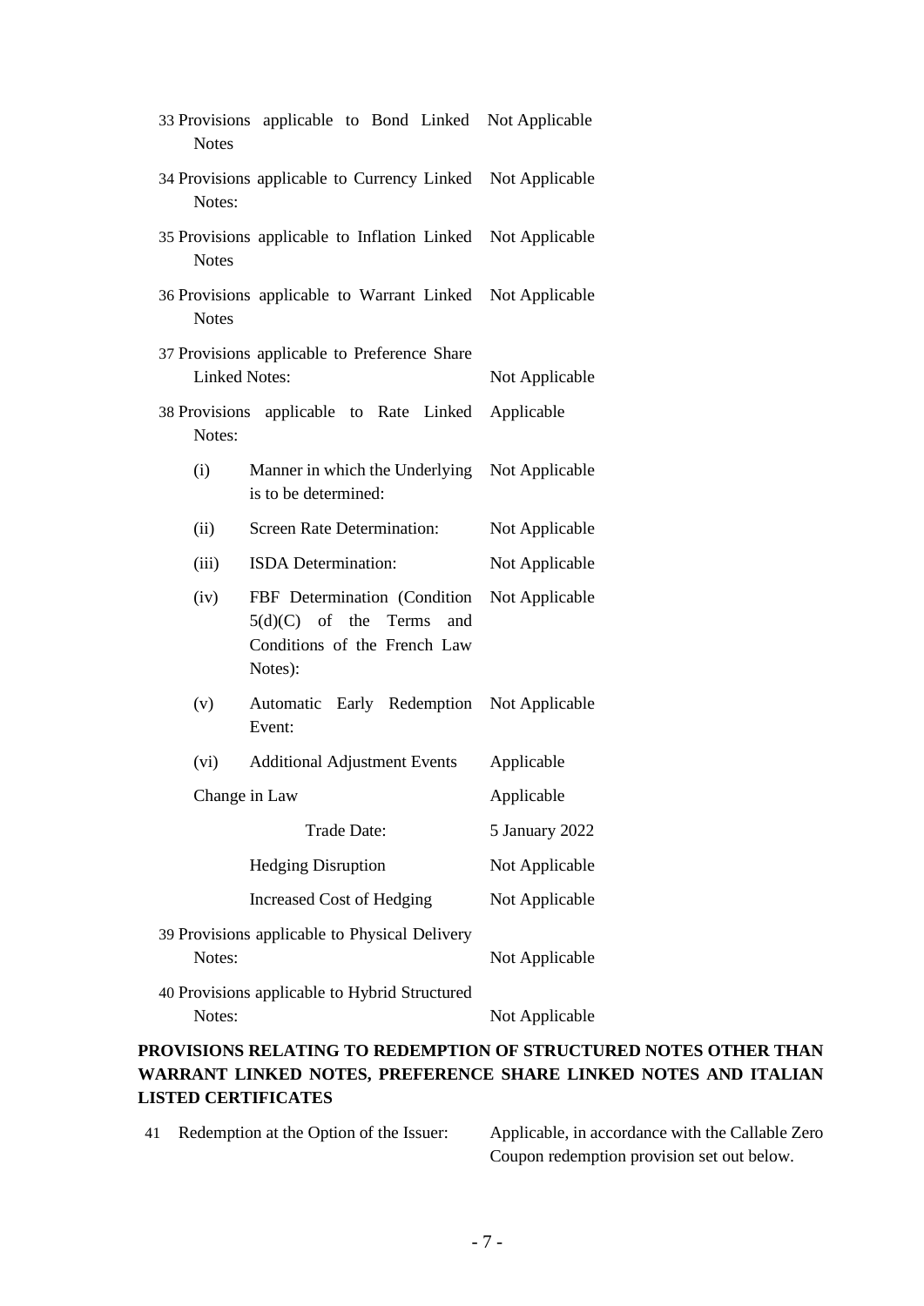| | | |
|---|---|---|
| 33 | Provisions applicable to Bond Linked Notes | Not Applicable |
| 34 | Provisions applicable to Currency Linked Notes: | Not Applicable |
| 35 | Provisions applicable to Inflation Linked Notes | Not Applicable |
| 36 | Provisions applicable to Warrant Linked Notes | Not Applicable |
| 37 | Provisions applicable to Preference Share Linked Notes: | Not Applicable |
| 38 | Provisions applicable to Rate Linked Notes: | Applicable |
| | (i) Manner in which the Underlying is to be determined: | Not Applicable |
| | (ii) Screen Rate Determination: | Not Applicable |
| | (iii) ISDA Determination: | Not Applicable |
| | (iv) FBF Determination (Condition 5(d)(C) of the Terms and Conditions of the French Law Notes): | Not Applicable |
| | (v) Automatic Early Redemption Event: | Not Applicable |
| | (vi) Additional Adjustment Events | Applicable |
| | Change in Law | Applicable |
| | Trade Date: | 5 January 2022 |
| | Hedging Disruption | Not Applicable |
| | Increased Cost of Hedging | Not Applicable |
| 39 | Provisions applicable to Physical Delivery Notes: | Not Applicable |
| 40 | Provisions applicable to Hybrid Structured Notes: | Not Applicable |

**PROVISIONS RELATING TO REDEMPTION OF STRUCTURED NOTES OTHER THAN WARRANT LINKED NOTES, PREFERENCE SHARE LINKED NOTES AND ITALIAN LISTED CERTIFICATES**

| | | |
|---|---|---|
| 41 | Redemption at the Option of the Issuer: | Applicable, in accordance with the Callable Zero Coupon redemption provision set out below. |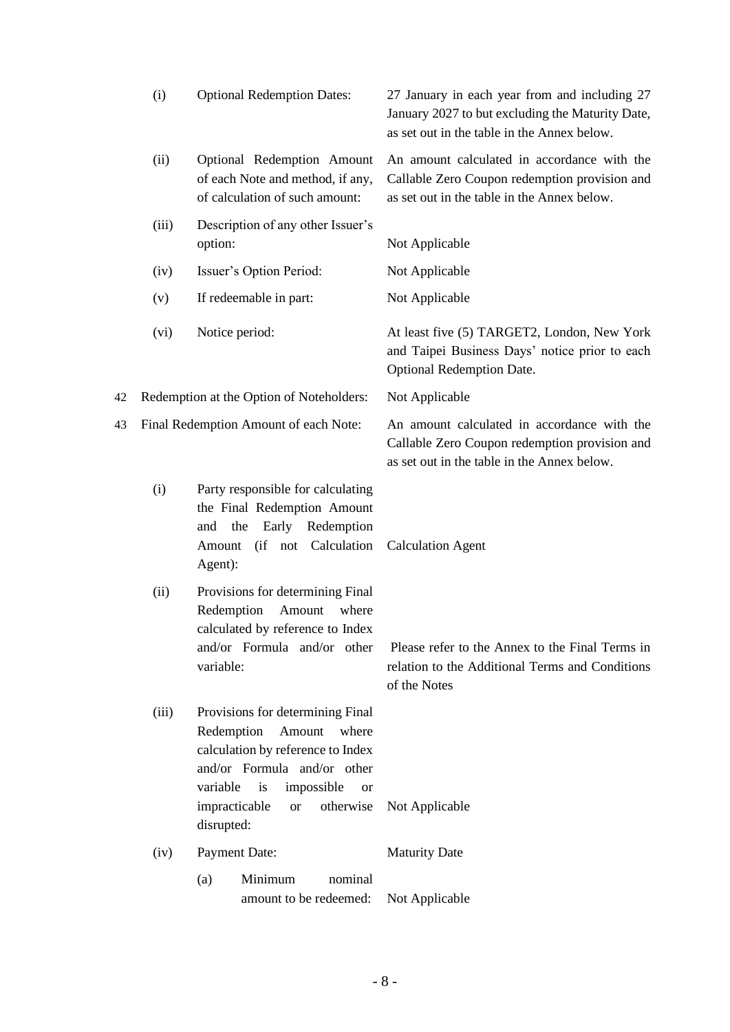| | | | |
|---|---|---|---|
| | (i) | Optional Redemption Dates: | 27 January in each year from and including 27 January 2027 to but excluding the Maturity Date, as set out in the table in the Annex below. |
| | (ii) | Optional Redemption Amount of each Note and method, if any, of calculation of such amount: | An amount calculated in accordance with the Callable Zero Coupon redemption provision and as set out in the table in the Annex below. |
| | (iii) | Description of any other Issuer's option: | Not Applicable |
| | (iv) | Issuer's Option Period: | Not Applicable |
| | (v) | If redeemable in part: | Not Applicable |
| | (vi) | Notice period: | At least five (5) TARGET2, London, New York and Taipei Business Days' notice prior to each Optional Redemption Date. |
| 42 | Redemption at the Option of Noteholders: | | Not Applicable |
| 43 | Final Redemption Amount of each Note: | | An amount calculated in accordance with the Callable Zero Coupon redemption provision and as set out in the table in the Annex below. |
| | (i) | Party responsible for calculating the Final Redemption Amount and the Early Redemption Amount (if not Calculation Agent): | Calculation Agent |
| | (ii) | Provisions for determining Final Redemption Amount where calculated by reference to Index and/or Formula and/or other variable: | Please refer to the Annex to the Final Terms in relation to the Additional Terms and Conditions of the Notes |
| | (iii) | Provisions for determining Final Redemption Amount where calculation by reference to Index and/or Formula and/or other variable is impossible or impracticable or otherwise disrupted: | Not Applicable |
| | (iv) | Payment Date: | Maturity Date |
| | | (a) Minimum nominal amount to be redeemed: | Not Applicable |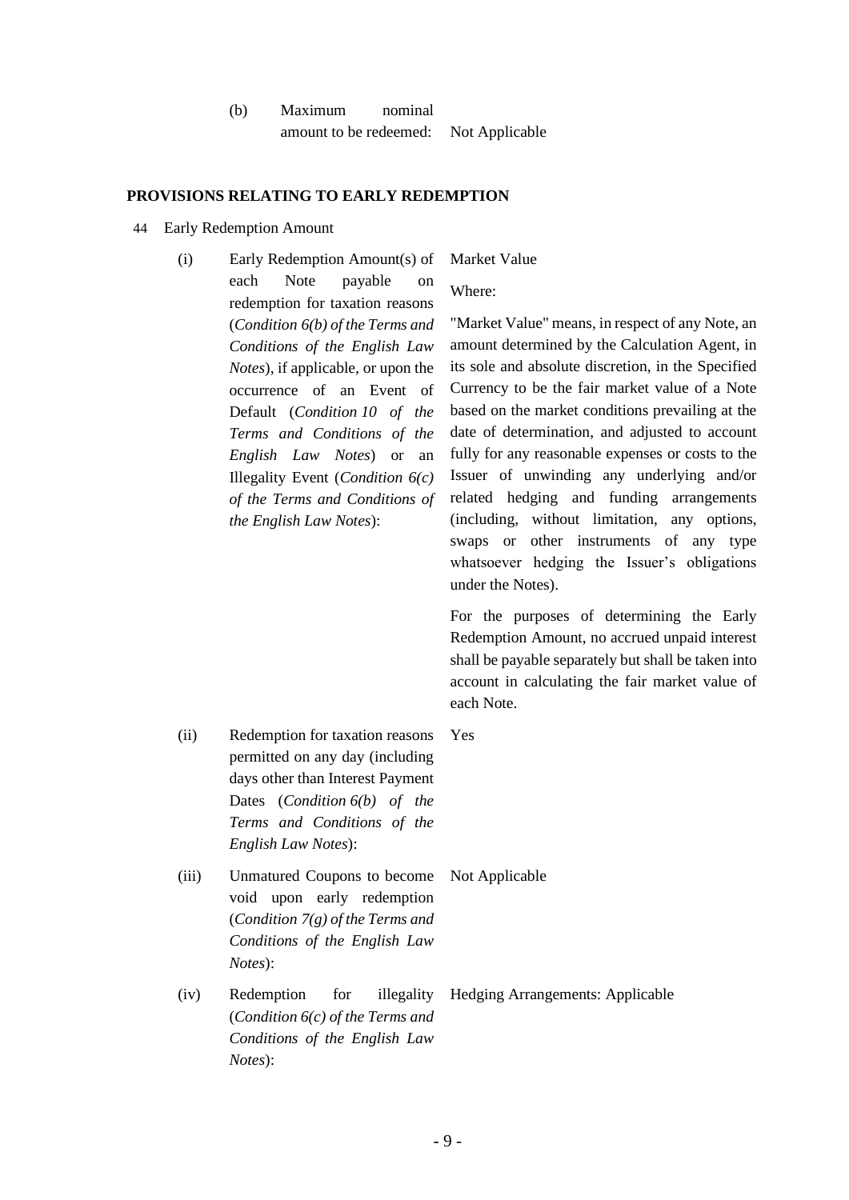(b) Maximum nominal amount to be redeemed: Not Applicable

**PROVISIONS RELATING TO EARLY REDEMPTION**

44 Early Redemption Amount

| | | |
|---|---|---|
| (i) | Early Redemption Amount(s) of each Note payable on redemption for taxation reasons (*Condition 6(b) of the Terms and Conditions of the English Law Notes*), if applicable, or upon the occurrence of an Event of Default (*Condition 10 of the Terms and Conditions of the English Law Notes*) or an Illegality Event (*Condition 6(c) of the Terms and Conditions of the English Law Notes*): | Market Value<br><br>Where:<br><br>"Market Value" means, in respect of any Note, an amount determined by the Calculation Agent, in its sole and absolute discretion, in the Specified Currency to be the fair market value of a Note based on the market conditions prevailing at the date of determination, and adjusted to account fully for any reasonable expenses or costs to the Issuer of unwinding any underlying and/or related hedging and funding arrangements (including, without limitation, any options, swaps or other instruments of any type whatsoever hedging the Issuer's obligations under the Notes).<br><br>For the purposes of determining the Early Redemption Amount, no accrued unpaid interest shall be payable separately but shall be taken into account in calculating the fair market value of each Note. |
| (ii) | Redemption for taxation reasons permitted on any day (including days other than Interest Payment Dates (*Condition 6(b) of the Terms and Conditions of the English Law Notes*): | Yes |
| (iii) | Unmatured Coupons to become void upon early redemption (*Condition 7(g) of the Terms and Conditions of the English Law Notes*): | Not Applicable |
| (iv) | Redemption for illegality (*Condition 6(c) of the Terms and Conditions of the English Law Notes*): | Hedging Arrangements: Applicable |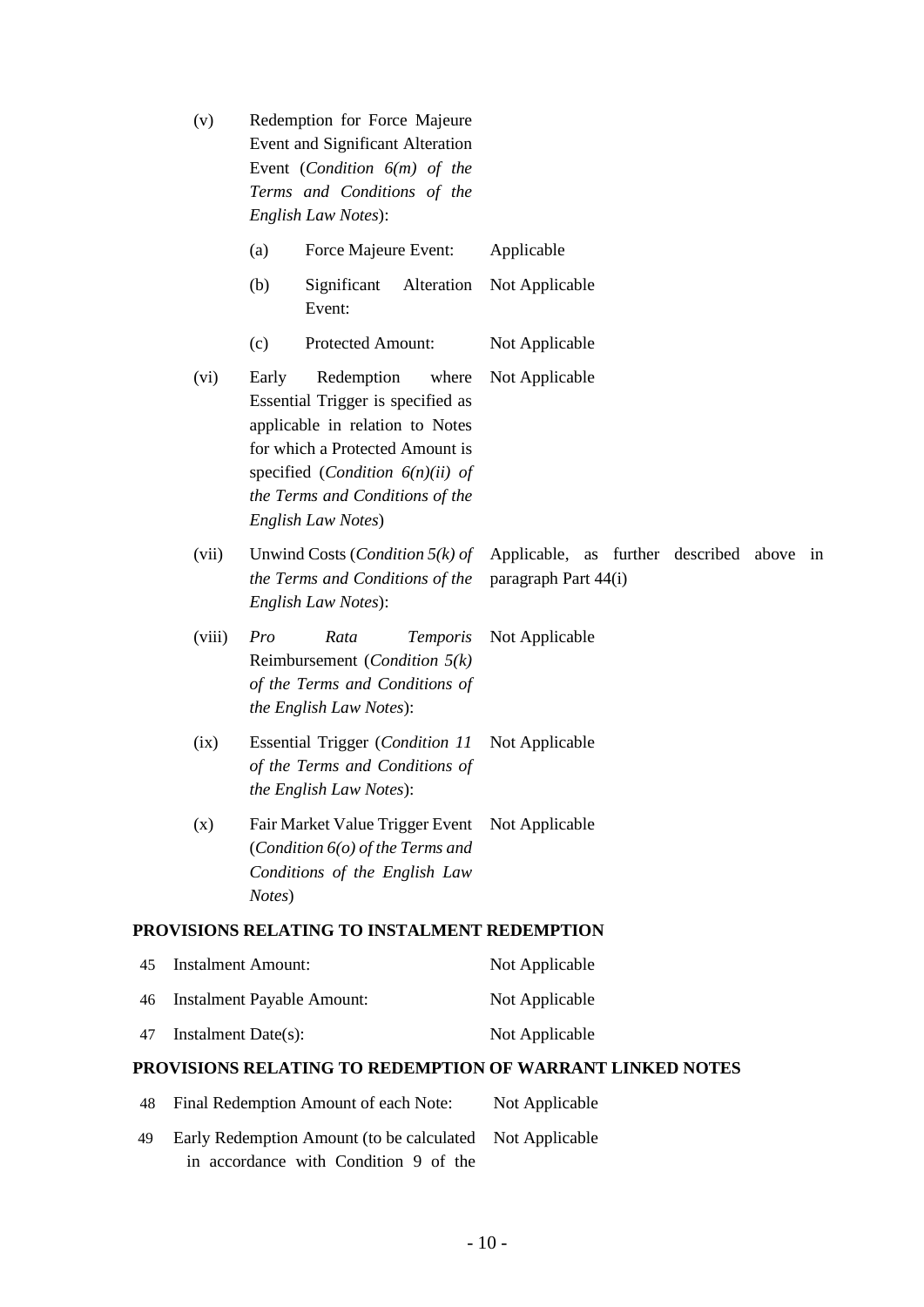| | | |
|---|---|---|
| (v) | Redemption for Force Majeure Event and Significant Alteration Event (*Condition 6(m) of the Terms and Conditions of the English Law Notes*): | |
| | (a) Force Majeure Event: | Applicable |
| | (b) Significant Alteration Event: | Not Applicable |
| | (c) Protected Amount: | Not Applicable |
| (vi) | Early Redemption where Essential Trigger is specified as applicable in relation to Notes for which a Protected Amount is specified (*Condition 6(n)(ii) of the Terms and Conditions of the English Law Notes*) | Not Applicable |
| (vii) | Unwind Costs (*Condition 5(k) of the Terms and Conditions of the English Law Notes*): | Applicable, as further described above in paragraph Part 44(i) |
| (viii) | *Pro Rata Temporis* Reimbursement (*Condition 5(k) of the Terms and Conditions of the English Law Notes*): | Not Applicable |
| (ix) | Essential Trigger (*Condition 11 of the Terms and Conditions of the English Law Notes*): | Not Applicable |
| (x) | Fair Market Value Trigger Event (*Condition 6(o) of the Terms and Conditions of the English Law Notes*) | Not Applicable |

**PROVISIONS RELATING TO INSTALMENT REDEMPTION**

| | | |
|---|---|---|
| 45 | Instalment Amount: | Not Applicable |
| 46 | Instalment Payable Amount: | Not Applicable |
| 47 | Instalment Date(s): | Not Applicable |

**PROVISIONS RELATING TO REDEMPTION OF WARRANT LINKED NOTES**

| | | |
|---|---|---|
| 48 | Final Redemption Amount of each Note: | Not Applicable |
| 49 | Early Redemption Amount (to be calculated in accordance with Condition 9 of the | Not Applicable |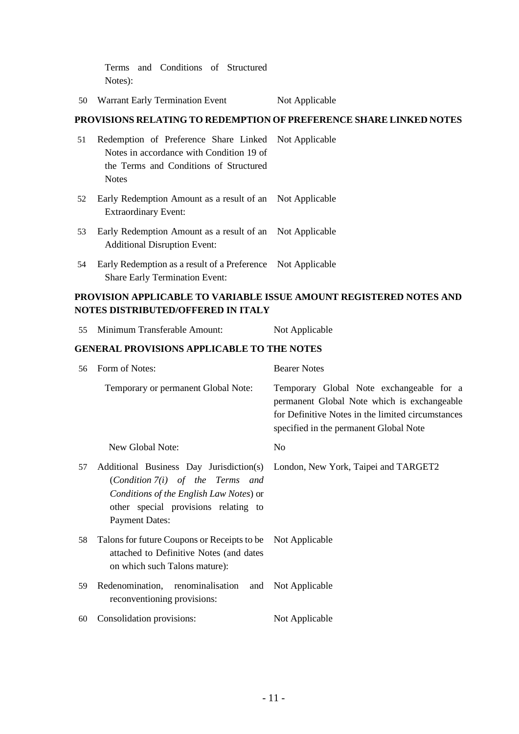| | | |
|---|---|---|
| | Terms and Conditions of Structured Notes): | |
| 50 | Warrant Early Termination Event | Not Applicable |

**PROVISIONS RELATING TO REDEMPTION OF PREFERENCE SHARE LINKED NOTES**

| | | |
|---|---|---|
| 51 | Redemption of Preference Share Linked Notes in accordance with Condition 19 of the Terms and Conditions of Structured Notes | Not Applicable |
| 52 | Early Redemption Amount as a result of an Extraordinary Event: | Not Applicable |
| 53 | Early Redemption Amount as a result of an Additional Disruption Event: | Not Applicable |
| 54 | Early Redemption as a result of a Preference Share Early Termination Event: | Not Applicable |

**PROVISION APPLICABLE TO VARIABLE ISSUE AMOUNT REGISTERED NOTES AND NOTES DISTRIBUTED/OFFERED IN ITALY**

| | | |
|---|---|---|
| 55 | Minimum Transferable Amount: | Not Applicable |

**GENERAL PROVISIONS APPLICABLE TO THE NOTES**

| | | |
|---|---|---|
| 56 | Form of Notes: | Bearer Notes |
| | Temporary or permanent Global Note: | Temporary Global Note exchangeable for a permanent Global Note which is exchangeable for Definitive Notes in the limited circumstances specified in the permanent Global Note |
| | New Global Note: | No |
| 57 | Additional Business Day Jurisdiction(s) (*Condition 7(i) of the Terms and Conditions of the English Law Notes*) or other special provisions relating to Payment Dates: | London, New York, Taipei and TARGET2 |
| 58 | Talons for future Coupons or Receipts to be attached to Definitive Notes (and dates on which such Talons mature): | Not Applicable |
| 59 | Redenomination, renominalisation and reconventioning provisions: | Not Applicable |
| 60 | Consolidation provisions: | Not Applicable |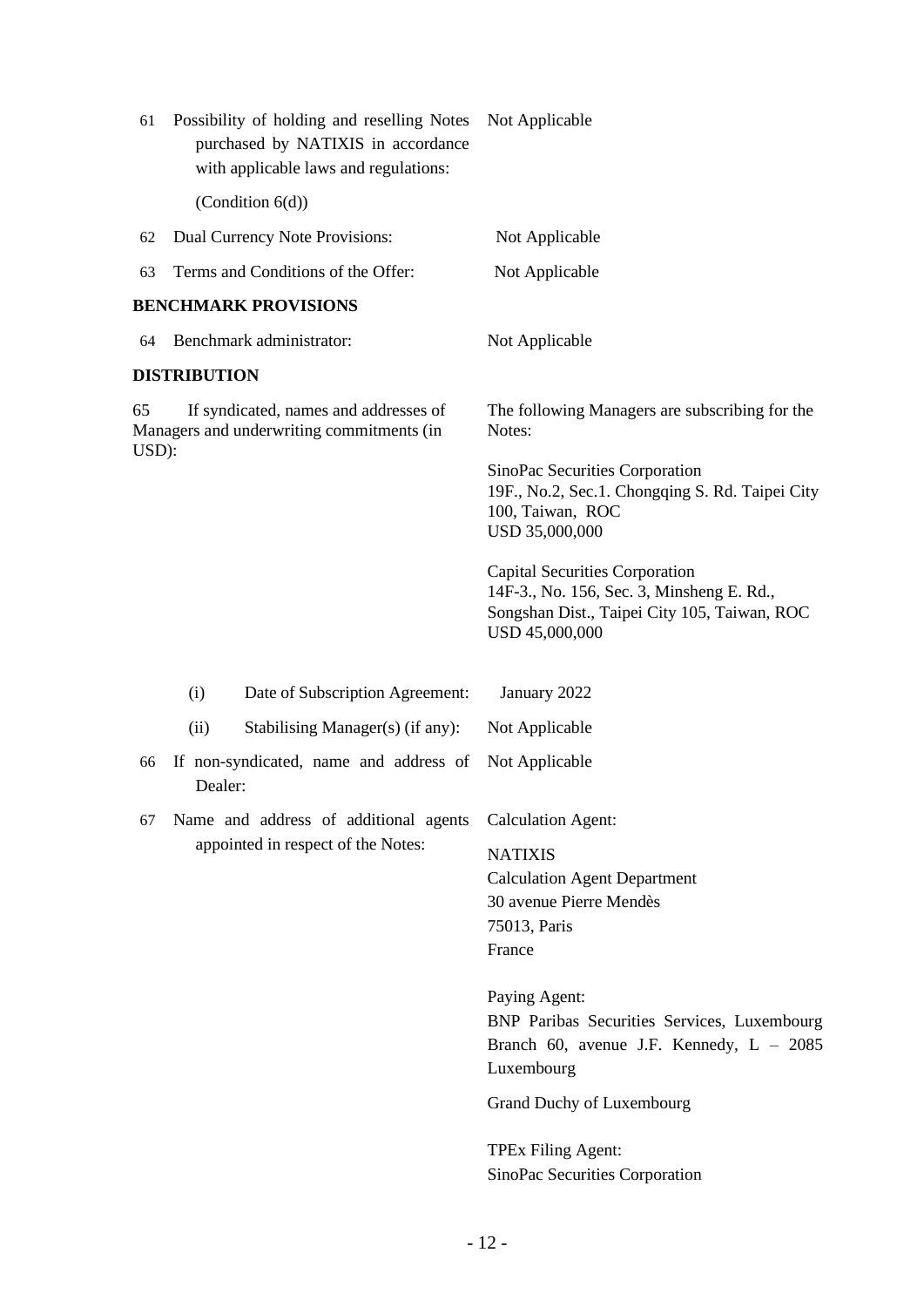| | | |
|---|---|---|
| 61 | Possibility of holding and reselling Notes purchased by NATIXIS in accordance with applicable laws and regulations:<br><br>(Condition 6(d)) | Not Applicable |
| 62 | Dual Currency Note Provisions: | Not Applicable |
| 63 | Terms and Conditions of the Offer: | Not Applicable |

**BENCHMARK PROVISIONS**

| | | |
|---|---|---|
| 64 | Benchmark administrator: | Not Applicable |

**DISTRIBUTION**

| | | |
|---|---|---|
| 65 | If syndicated, names and addresses of Managers and underwriting commitments (in USD): | The following Managers are subscribing for the Notes:<br><br>SinoPac Securities Corporation<br>19F., No.2, Sec.1. Chongqing S. Rd. Taipei City 100, Taiwan, ROC<br>USD 35,000,000<br><br>Capital Securities Corporation<br>14F-3., No. 156, Sec. 3, Minsheng E. Rd., Songshan Dist., Taipei City 105, Taiwan, ROC<br>USD 45,000,000 |
| | (i) Date of Subscription Agreement: | January 2022 |
| | (ii) Stabilising Manager(s) (if any): | Not Applicable |
| 66 | If non-syndicated, name and address of Dealer: | Not Applicable |
| 67 | Name and address of additional agents appointed in respect of the Notes: | Calculation Agent:<br><br>NATIXIS<br>Calculation Agent Department<br>30 avenue Pierre Mendès<br>75013, Paris<br>France<br><br>Paying Agent:<br>BNP Paribas Securities Services, Luxembourg Branch 60, avenue J.F. Kennedy, L – 2085 Luxembourg<br><br>Grand Duchy of Luxembourg<br><br>TPEx Filing Agent:<br>SinoPac Securities Corporation |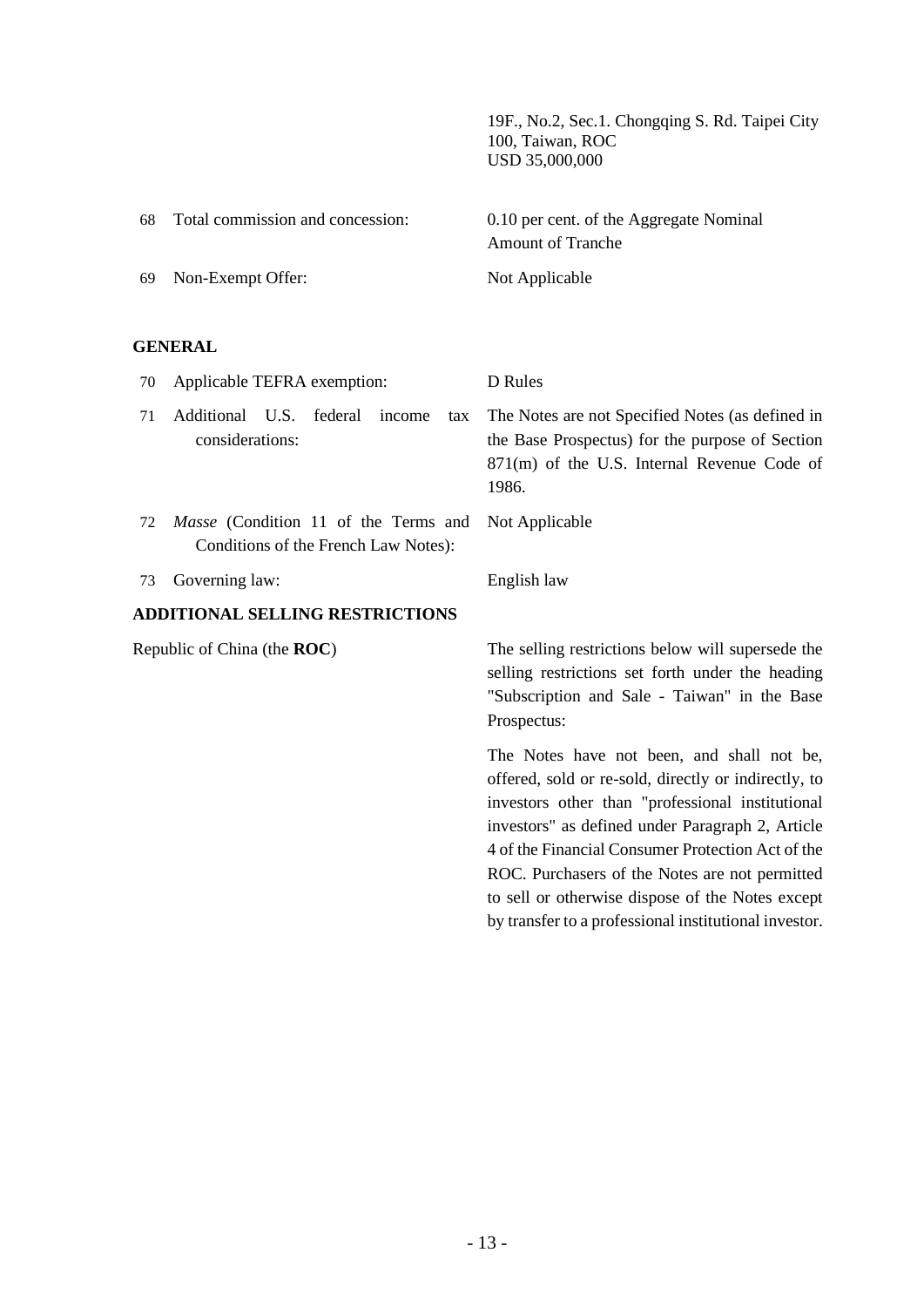| | | |
|---|---|---|
| | | 19F., No.2, Sec.1. Chongqing S. Rd. Taipei City 100, Taiwan, ROC<br>USD 35,000,000 |
| 68 | Total commission and concession: | 0.10 per cent. of the Aggregate Nominal Amount of Tranche |
| 69 | Non-Exempt Offer: | Not Applicable |

**GENERAL**

| | | |
|---|---|---|
| 70 | Applicable TEFRA exemption: | D Rules |
| 71 | Additional U.S. federal income tax considerations: | The Notes are not Specified Notes (as defined in the Base Prospectus) for the purpose of Section 871(m) of the U.S. Internal Revenue Code of 1986. |
| 72 | *Masse* (Condition 11 of the Terms and Conditions of the French Law Notes): | Not Applicable |
| 73 | Governing law: | English law |

**ADDITIONAL SELLING RESTRICTIONS**

| | |
|---|---|
| Republic of China (the **ROC**) | The selling restrictions below will supersede the selling restrictions set forth under the heading "Subscription and Sale - Taiwan" in the Base Prospectus:<br><br>The Notes have not been, and shall not be, offered, sold or re-sold, directly or indirectly, to investors other than "professional institutional investors" as defined under Paragraph 2, Article 4 of the Financial Consumer Protection Act of the ROC. Purchasers of the Notes are not permitted to sell or otherwise dispose of the Notes except by transfer to a professional institutional investor. |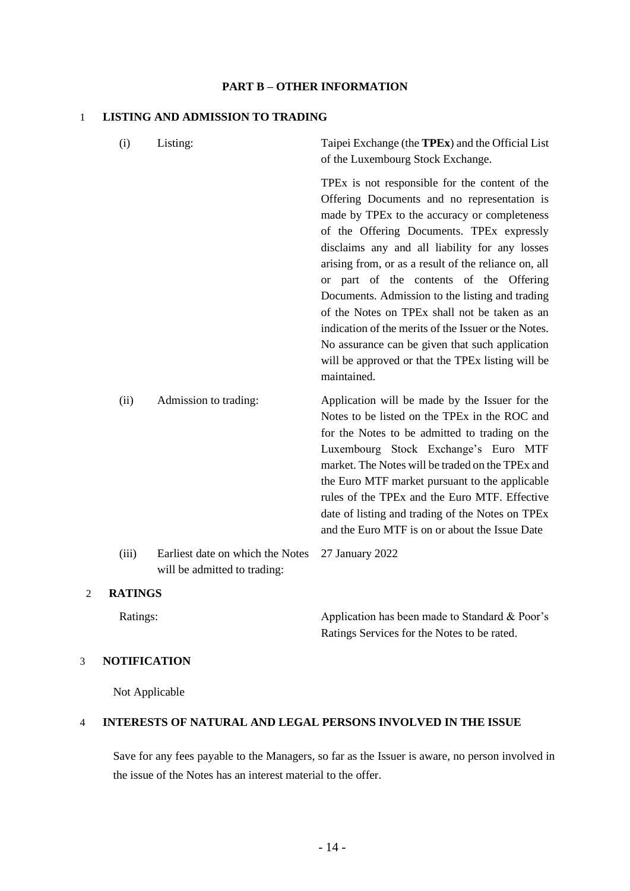## PART B – OTHER INFORMATION

### 1 LISTING AND ADMISSION TO TRADING

| | | |
|---|---|---|
| (i) | Listing: | Taipei Exchange (the **TPEx**) and the Official List of the Luxembourg Stock Exchange.<br><br>TPEx is not responsible for the content of the Offering Documents and no representation is made by TPEx to the accuracy or completeness of the Offering Documents. TPEx expressly disclaims any and all liability for any losses arising from, or as a result of the reliance on, all or part of the contents of the Offering Documents. Admission to the listing and trading of the Notes on TPEx shall not be taken as an indication of the merits of the Issuer or the Notes. No assurance can be given that such application will be approved or that the TPEx listing will be maintained. |
| (ii) | Admission to trading: | Application will be made by the Issuer for the Notes to be listed on the TPEx in the ROC and for the Notes to be admitted to trading on the Luxembourg Stock Exchange's Euro MTF market. The Notes will be traded on the TPEx and the Euro MTF market pursuant to the applicable rules of the TPEx and the Euro MTF. Effective date of listing and trading of the Notes on TPEx and the Euro MTF is on or about the Issue Date |
| (iii) | Earliest date on which the Notes will be admitted to trading: | 27 January 2022 |

### 2 RATINGS

| | |
|---|---|
| Ratings: | Application has been made to Standard & Poor's Ratings Services for the Notes to be rated. |

### 3 NOTIFICATION

Not Applicable

### 4 INTERESTS OF NATURAL AND LEGAL PERSONS INVOLVED IN THE ISSUE

Save for any fees payable to the Managers, so far as the Issuer is aware, no person involved in the issue of the Notes has an interest material to the offer.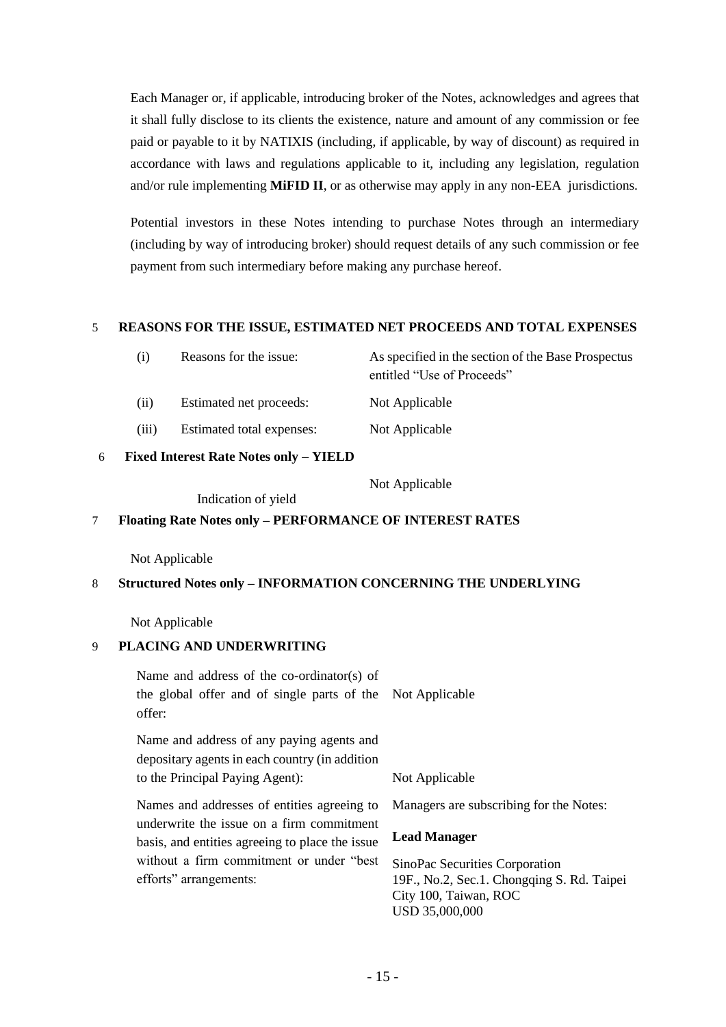Each Manager or, if applicable, introducing broker of the Notes, acknowledges and agrees that it shall fully disclose to its clients the existence, nature and amount of any commission or fee paid or payable to it by NATIXIS (including, if applicable, by way of discount) as required in accordance with laws and regulations applicable to it, including any legislation, regulation and/or rule implementing **MiFID II**, or as otherwise may apply in any non-EEA jurisdictions.

Potential investors in these Notes intending to purchase Notes through an intermediary (including by way of introducing broker) should request details of any such commission or fee payment from such intermediary before making any purchase hereof.

## 5 REASONS FOR THE ISSUE, ESTIMATED NET PROCEEDS AND TOTAL EXPENSES

| | | |
|---|---|---|
| (i) | Reasons for the issue: | As specified in the section of the Base Prospectus entitled "Use of Proceeds" |
| (ii) | Estimated net proceeds: | Not Applicable |
| (iii) | Estimated total expenses: | Not Applicable |

## 6 Fixed Interest Rate Notes only – YIELD

| | |
|---|---|
| Indication of yield | Not Applicable |

## 7 Floating Rate Notes only – PERFORMANCE OF INTEREST RATES

Not Applicable

## 8 Structured Notes only – INFORMATION CONCERNING THE UNDERLYING

Not Applicable

## 9 PLACING AND UNDERWRITING

| | |
|---|---|
| Name and address of the co-ordinator(s) of the global offer and of single parts of the offer: | Not Applicable |
| Name and address of any paying agents and depositary agents in each country (in addition to the Principal Paying Agent): | Not Applicable |
| Names and addresses of entities agreeing to underwrite the issue on a firm commitment basis, and entities agreeing to place the issue without a firm commitment or under "best efforts" arrangements: | Managers are subscribing for the Notes:<br><br>**Lead Manager**<br><br>SinoPac Securities Corporation<br>19F., No.2, Sec.1. Chongqing S. Rd. Taipei City 100, Taiwan, ROC<br>USD 35,000,000 |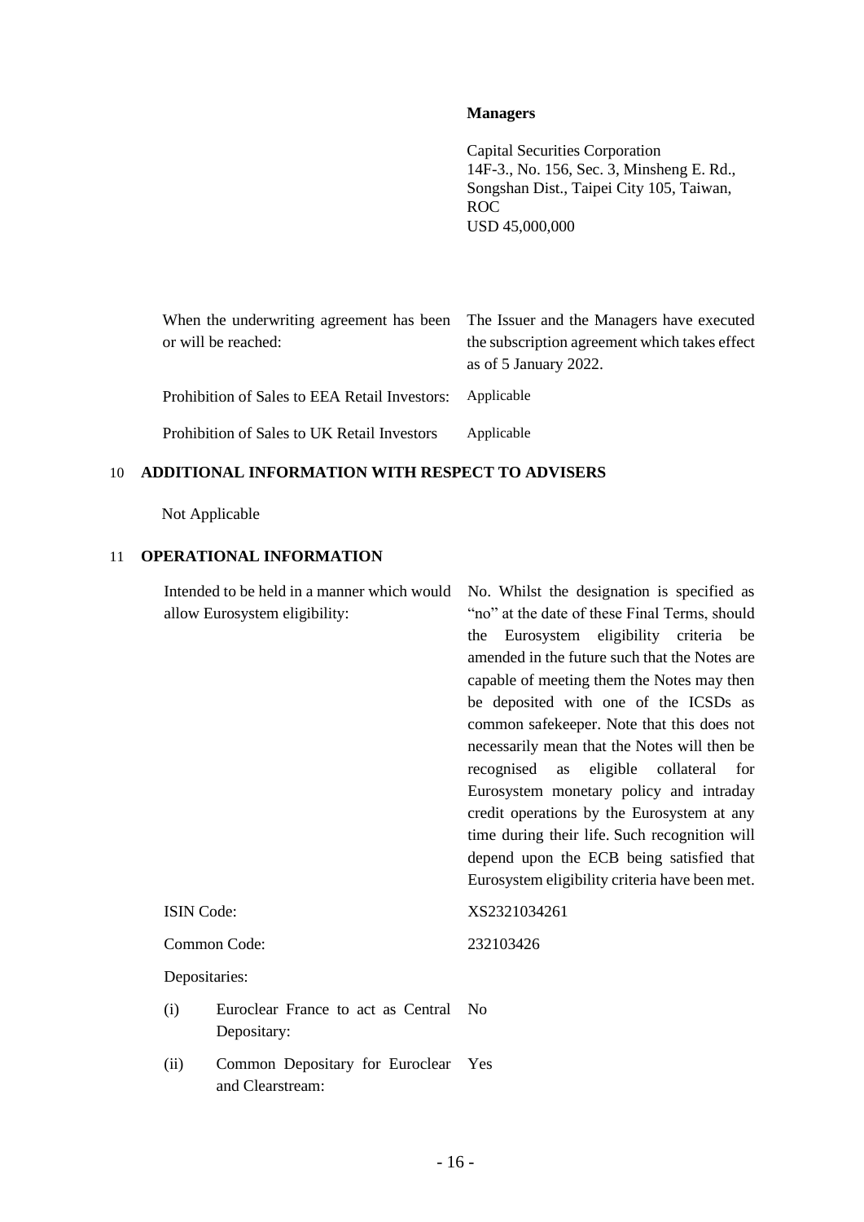**Managers**

Capital Securities Corporation
14F-3., No. 156, Sec. 3, Minsheng E. Rd.,
Songshan Dist., Taipei City 105, Taiwan,
ROC
USD 45,000,000

| | |
|---|---|
| When the underwriting agreement has been or will be reached: | The Issuer and the Managers have executed the subscription agreement which takes effect as of 5 January 2022. |
| Prohibition of Sales to EEA Retail Investors: | Applicable |
| Prohibition of Sales to UK Retail Investors | Applicable |

## 10 ADDITIONAL INFORMATION WITH RESPECT TO ADVISERS

Not Applicable

## 11 OPERATIONAL INFORMATION

| | |
|---|---|
| Intended to be held in a manner which would allow Eurosystem eligibility: | No. Whilst the designation is specified as "no" at the date of these Final Terms, should the Eurosystem eligibility criteria be amended in the future such that the Notes are capable of meeting them the Notes may then be deposited with one of the ICSDs as common safekeeper. Note that this does not necessarily mean that the Notes will then be recognised as eligible collateral for Eurosystem monetary policy and intraday credit operations by the Eurosystem at any time during their life. Such recognition will depend upon the ECB being satisfied that Eurosystem eligibility criteria have been met. |
| ISIN Code: | XS2321034261 |
| Common Code: | 232103426 |
| Depositaries: | |
| (i) Euroclear France to act as Central Depositary: | No |
| (ii) Common Depositary for Euroclear and Clearstream: | Yes |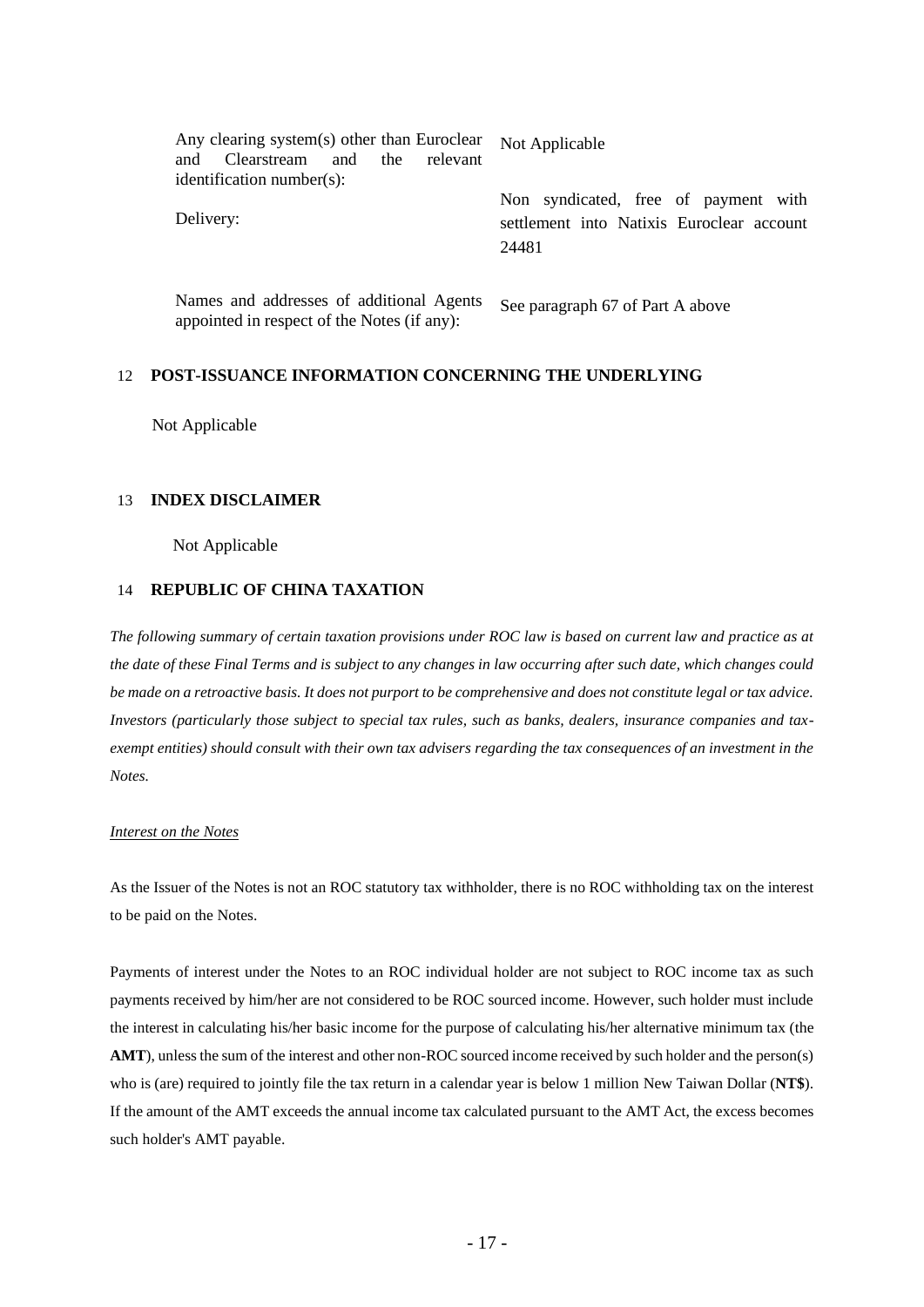| | |
|---|---|
| Any clearing system(s) other than Euroclear and Clearstream and the relevant identification number(s): | Not Applicable |
| Delivery: | Non syndicated, free of payment with settlement into Natixis Euroclear account 24481 |
| Names and addresses of additional Agents appointed in respect of the Notes (if any): | See paragraph 67 of Part A above |

## 12 POST-ISSUANCE INFORMATION CONCERNING THE UNDERLYING

Not Applicable

## 13 INDEX DISCLAIMER

Not Applicable

## 14 REPUBLIC OF CHINA TAXATION

*The following summary of certain taxation provisions under ROC law is based on current law and practice as at the date of these Final Terms and is subject to any changes in law occurring after such date, which changes could be made on a retroactive basis. It does not purport to be comprehensive and does not constitute legal or tax advice. Investors (particularly those subject to special tax rules, such as banks, dealers, insurance companies and tax-exempt entities) should consult with their own tax advisers regarding the tax consequences of an investment in the Notes.*

*Interest on the Notes*

As the Issuer of the Notes is not an ROC statutory tax withholder, there is no ROC withholding tax on the interest to be paid on the Notes.

Payments of interest under the Notes to an ROC individual holder are not subject to ROC income tax as such payments received by him/her are not considered to be ROC sourced income. However, such holder must include the interest in calculating his/her basic income for the purpose of calculating his/her alternative minimum tax (the **AMT**), unless the sum of the interest and other non-ROC sourced income received by such holder and the person(s) who is (are) required to jointly file the tax return in a calendar year is below 1 million New Taiwan Dollar (**NT$**). If the amount of the AMT exceeds the annual income tax calculated pursuant to the AMT Act, the excess becomes such holder's AMT payable.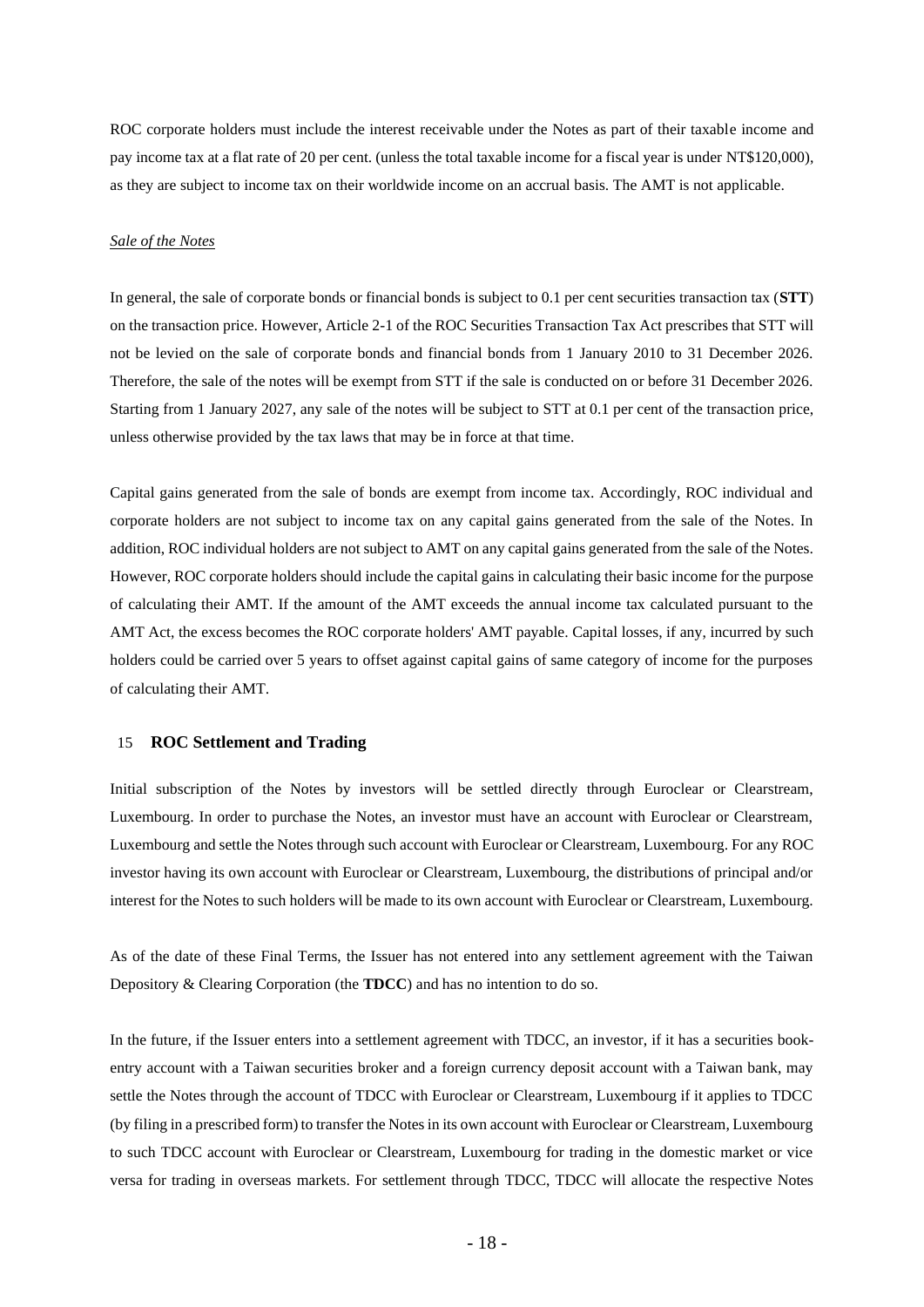ROC corporate holders must include the interest receivable under the Notes as part of their taxable income and pay income tax at a flat rate of 20 per cent. (unless the total taxable income for a fiscal year is under NT$120,000), as they are subject to income tax on their worldwide income on an accrual basis. The AMT is not applicable.

*Sale of the Notes*

In general, the sale of corporate bonds or financial bonds is subject to 0.1 per cent securities transaction tax (**STT**) on the transaction price. However, Article 2-1 of the ROC Securities Transaction Tax Act prescribes that STT will not be levied on the sale of corporate bonds and financial bonds from 1 January 2010 to 31 December 2026. Therefore, the sale of the notes will be exempt from STT if the sale is conducted on or before 31 December 2026. Starting from 1 January 2027, any sale of the notes will be subject to STT at 0.1 per cent of the transaction price, unless otherwise provided by the tax laws that may be in force at that time.

Capital gains generated from the sale of bonds are exempt from income tax. Accordingly, ROC individual and corporate holders are not subject to income tax on any capital gains generated from the sale of the Notes. In addition, ROC individual holders are not subject to AMT on any capital gains generated from the sale of the Notes. However, ROC corporate holders should include the capital gains in calculating their basic income for the purpose of calculating their AMT. If the amount of the AMT exceeds the annual income tax calculated pursuant to the AMT Act, the excess becomes the ROC corporate holders' AMT payable. Capital losses, if any, incurred by such holders could be carried over 5 years to offset against capital gains of same category of income for the purposes of calculating their AMT.

## 15 ROC Settlement and Trading

Initial subscription of the Notes by investors will be settled directly through Euroclear or Clearstream, Luxembourg. In order to purchase the Notes, an investor must have an account with Euroclear or Clearstream, Luxembourg and settle the Notes through such account with Euroclear or Clearstream, Luxembourg. For any ROC investor having its own account with Euroclear or Clearstream, Luxembourg, the distributions of principal and/or interest for the Notes to such holders will be made to its own account with Euroclear or Clearstream, Luxembourg.

As of the date of these Final Terms, the Issuer has not entered into any settlement agreement with the Taiwan Depository & Clearing Corporation (the **TDCC**) and has no intention to do so.

In the future, if the Issuer enters into a settlement agreement with TDCC, an investor, if it has a securities book-entry account with a Taiwan securities broker and a foreign currency deposit account with a Taiwan bank, may settle the Notes through the account of TDCC with Euroclear or Clearstream, Luxembourg if it applies to TDCC (by filing in a prescribed form) to transfer the Notes in its own account with Euroclear or Clearstream, Luxembourg to such TDCC account with Euroclear or Clearstream, Luxembourg for trading in the domestic market or vice versa for trading in overseas markets. For settlement through TDCC, TDCC will allocate the respective Notes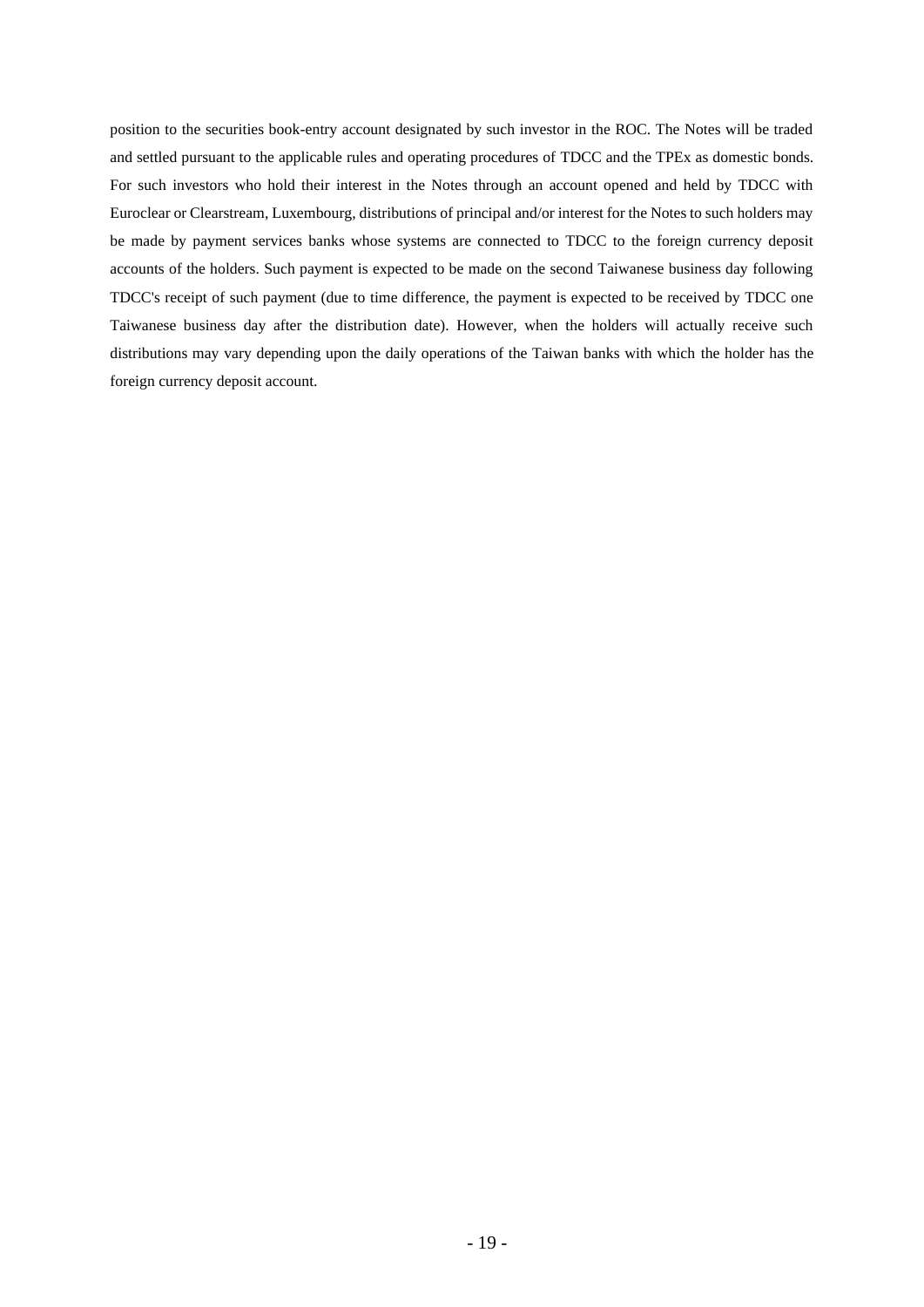position to the securities book-entry account designated by such investor in the ROC. The Notes will be traded and settled pursuant to the applicable rules and operating procedures of TDCC and the TPEx as domestic bonds. For such investors who hold their interest in the Notes through an account opened and held by TDCC with Euroclear or Clearstream, Luxembourg, distributions of principal and/or interest for the Notes to such holders may be made by payment services banks whose systems are connected to TDCC to the foreign currency deposit accounts of the holders. Such payment is expected to be made on the second Taiwanese business day following TDCC's receipt of such payment (due to time difference, the payment is expected to be received by TDCC one Taiwanese business day after the distribution date). However, when the holders will actually receive such distributions may vary depending upon the daily operations of the Taiwan banks with which the holder has the foreign currency deposit account.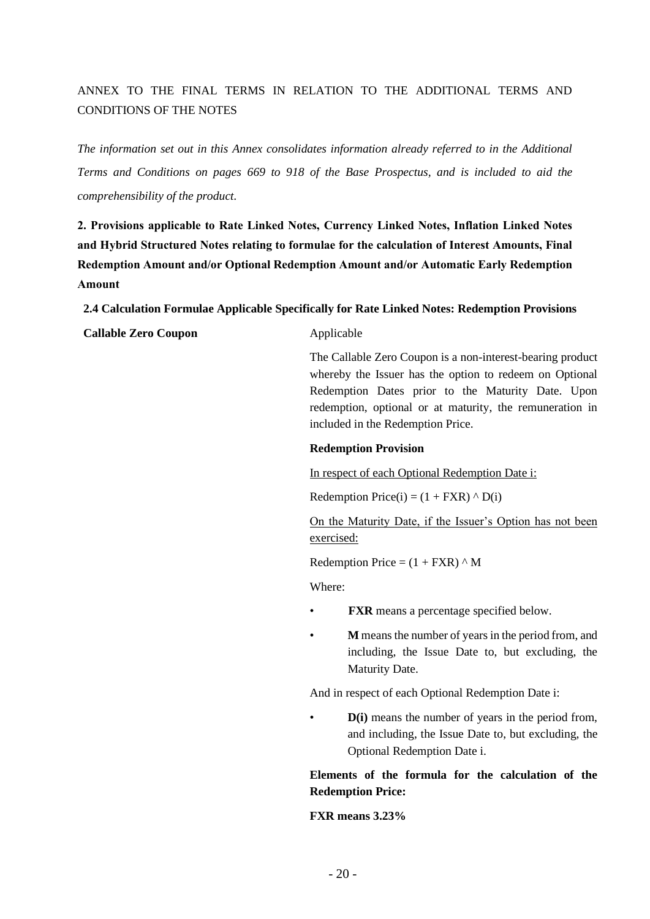ANNEX TO THE FINAL TERMS IN RELATION TO THE ADDITIONAL TERMS AND CONDITIONS OF THE NOTES

*The information set out in this Annex consolidates information already referred to in the Additional Terms and Conditions on pages 669 to 918 of the Base Prospectus, and is included to aid the comprehensibility of the product.*

**2. Provisions applicable to Rate Linked Notes, Currency Linked Notes, Inflation Linked Notes and Hybrid Structured Notes relating to formulae for the calculation of Interest Amounts, Final Redemption Amount and/or Optional Redemption Amount and/or Automatic Early Redemption Amount**

**2.4 Calculation Formulae Applicable Specifically for Rate Linked Notes: Redemption Provisions**

**Callable Zero Coupon** Applicable

The Callable Zero Coupon is a non-interest-bearing product whereby the Issuer has the option to redeem on Optional Redemption Dates prior to the Maturity Date. Upon redemption, optional or at maturity, the remuneration in included in the Redemption Price.

**Redemption Provision**

In respect of each Optional Redemption Date i:

Redemption Price(i) = $(1 + FXR)^{D(i)}$

On the Maturity Date, if the Issuer's Option has not been exercised:

Redemption Price = $(1 + FXR)^{M}$

Where:

- **FXR** means a percentage specified below.
- **M** means the number of years in the period from, and including, the Issue Date to, but excluding, the Maturity Date.

And in respect of each Optional Redemption Date i:

- **D(i)** means the number of years in the period from, and including, the Issue Date to, but excluding, the Optional Redemption Date i.

**Elements of the formula for the calculation of the Redemption Price:**

**FXR means 3.23%**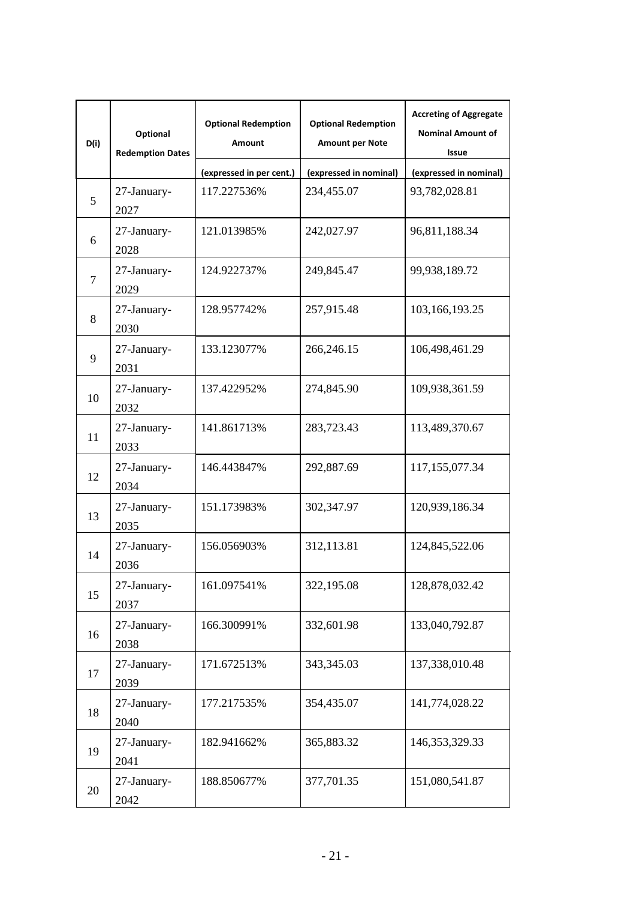| D(i) | Optional Redemption Dates | Optional Redemption Amount (expressed in per cent.) | Optional Redemption Amount per Note (expressed in nominal) | Accreting of Aggregate Nominal Amount of Issue (expressed in nominal) |
|---|---|---|---|---|
| 5 | 27-January-2027 | 117.227536% | 234,455.07 | 93,782,028.81 |
| 6 | 27-January-2028 | 121.013985% | 242,027.97 | 96,811,188.34 |
| 7 | 27-January-2029 | 124.922737% | 249,845.47 | 99,938,189.72 |
| 8 | 27-January-2030 | 128.957742% | 257,915.48 | 103,166,193.25 |
| 9 | 27-January-2031 | 133.123077% | 266,246.15 | 106,498,461.29 |
| 10 | 27-January-2032 | 137.422952% | 274,845.90 | 109,938,361.59 |
| 11 | 27-January-2033 | 141.861713% | 283,723.43 | 113,489,370.67 |
| 12 | 27-January-2034 | 146.443847% | 292,887.69 | 117,155,077.34 |
| 13 | 27-January-2035 | 151.173983% | 302,347.97 | 120,939,186.34 |
| 14 | 27-January-2036 | 156.056903% | 312,113.81 | 124,845,522.06 |
| 15 | 27-January-2037 | 161.097541% | 322,195.08 | 128,878,032.42 |
| 16 | 27-January-2038 | 166.300991% | 332,601.98 | 133,040,792.87 |
| 17 | 27-January-2039 | 171.672513% | 343,345.03 | 137,338,010.48 |
| 18 | 27-January-2040 | 177.217535% | 354,435.07 | 141,774,028.22 |
| 19 | 27-January-2041 | 182.941662% | 365,883.32 | 146,353,329.33 |
| 20 | 27-January-2042 | 188.850677% | 377,701.35 | 151,080,541.87 |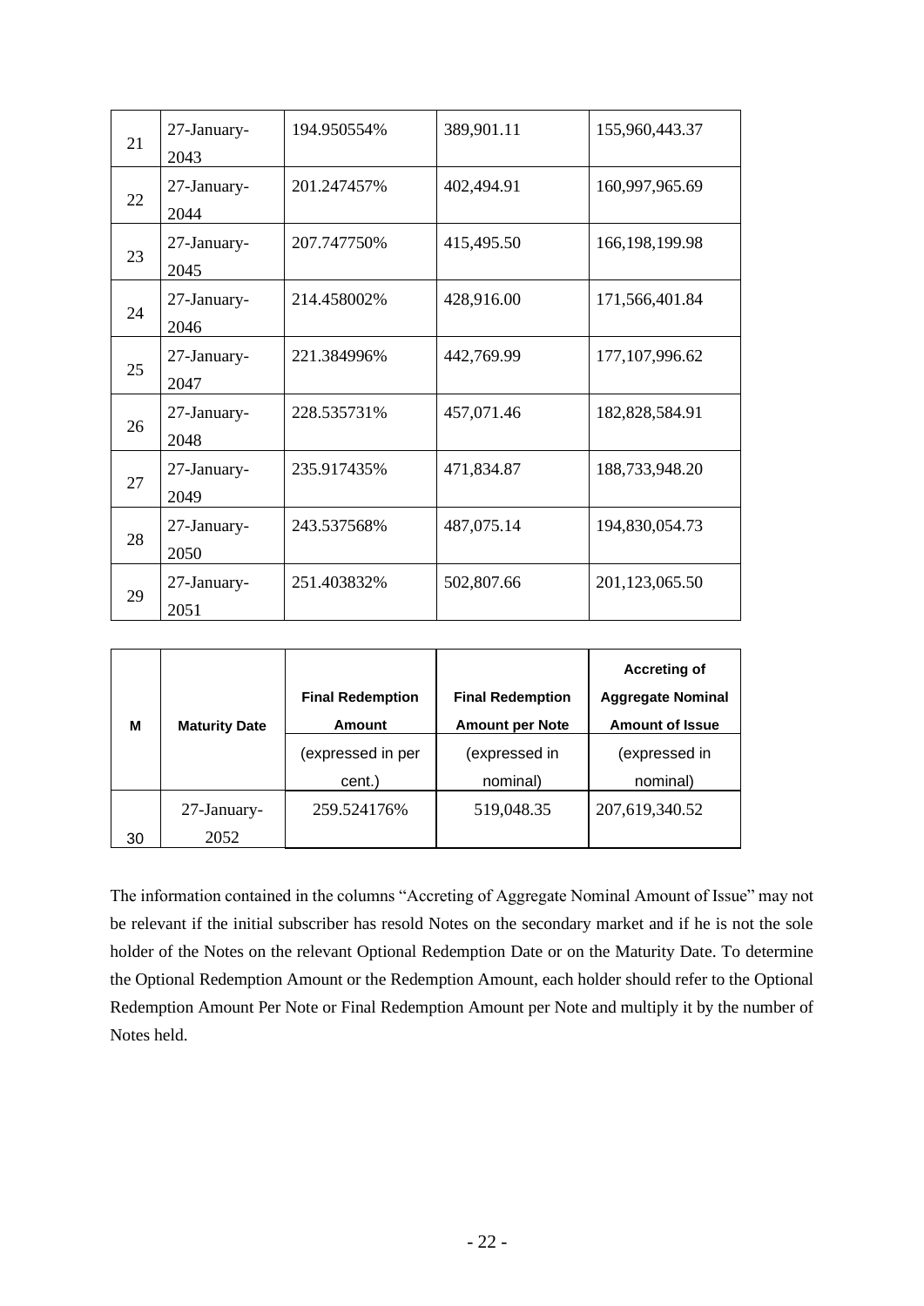| | | | | |
|---|---|---|---|---|
| 21 | 27-January-2043 | 194.950554% | 389,901.11 | 155,960,443.37 |
| 22 | 27-January-2044 | 201.247457% | 402,494.91 | 160,997,965.69 |
| 23 | 27-January-2045 | 207.747750% | 415,495.50 | 166,198,199.98 |
| 24 | 27-January-2046 | 214.458002% | 428,916.00 | 171,566,401.84 |
| 25 | 27-January-2047 | 221.384996% | 442,769.99 | 177,107,996.62 |
| 26 | 27-January-2048 | 228.535731% | 457,071.46 | 182,828,584.91 |
| 27 | 27-January-2049 | 235.917435% | 471,834.87 | 188,733,948.20 |
| 28 | 27-January-2050 | 243.537568% | 487,075.14 | 194,830,054.73 |
| 29 | 27-January-2051 | 251.403832% | 502,807.66 | 201,123,065.50 |

| M | Maturity Date | Final Redemption Amount | Final Redemption Amount per Note | Accreting of Aggregate Nominal Amount of Issue |
|---|---|---|---|---|
| | | (expressed in per cent.) | (expressed in nominal) | (expressed in nominal) |
| 30 | 27-January-2052 | 259.524176% | 519,048.35 | 207,619,340.52 |

The information contained in the columns "Accreting of Aggregate Nominal Amount of Issue" may not be relevant if the initial subscriber has resold Notes on the secondary market and if he is not the sole holder of the Notes on the relevant Optional Redemption Date or on the Maturity Date. To determine the Optional Redemption Amount or the Redemption Amount, each holder should refer to the Optional Redemption Amount Per Note or Final Redemption Amount per Note and multiply it by the number of Notes held.